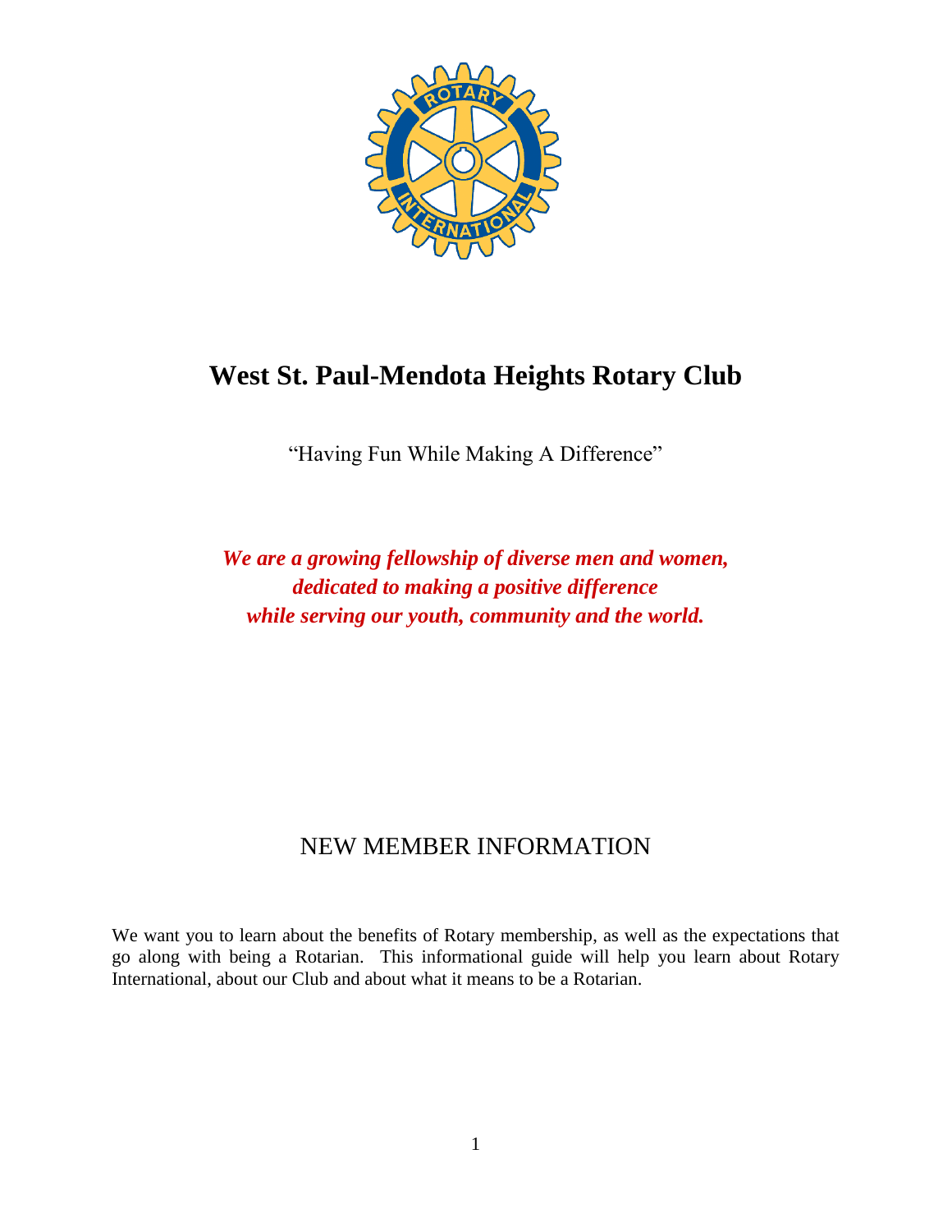# West St. Paul-Mendota Heights Rotary Club

"Having Fun While Making A Difference"

***We are a growing fellowship of diverse men and women, dedicated to making a positive difference while serving our youth, community and the world.***

## NEW MEMBER INFORMATION

We want you to learn about the benefits of Rotary membership, as well as the expectations that go along with being a Rotarian. This informational guide will help you learn about Rotary International, about our Club and about what it means to be a Rotarian.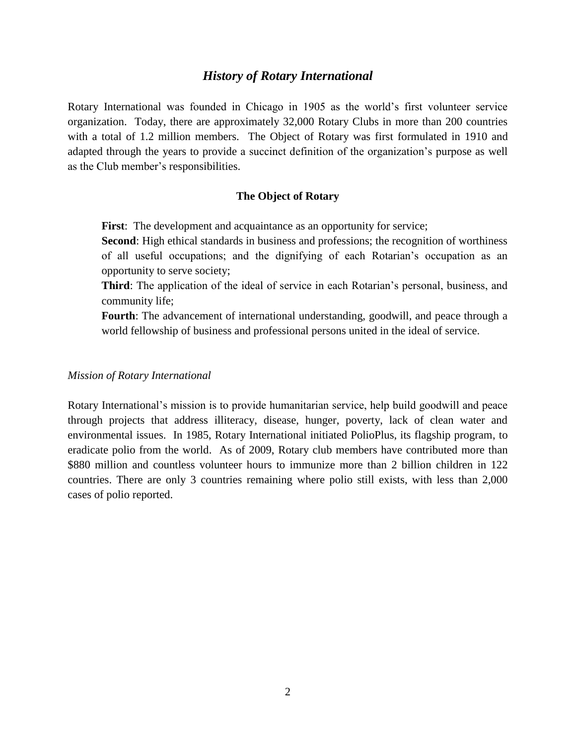## *History of Rotary International*

Rotary International was founded in Chicago in 1905 as the world's first volunteer service organization. Today, there are approximately 32,000 Rotary Clubs in more than 200 countries with a total of 1.2 million members. The Object of Rotary was first formulated in 1910 and adapted through the years to provide a succinct definition of the organization's purpose as well as the Club member's responsibilities.

### The Object of Rotary

**First**: The development and acquaintance as an opportunity for service;
**Second**: High ethical standards in business and professions; the recognition of worthiness of all useful occupations; and the dignifying of each Rotarian's occupation as an opportunity to serve society;
**Third**: The application of the ideal of service in each Rotarian's personal, business, and community life;
**Fourth**: The advancement of international understanding, goodwill, and peace through a world fellowship of business and professional persons united in the ideal of service.

*Mission of Rotary International*

Rotary International's mission is to provide humanitarian service, help build goodwill and peace through projects that address illiteracy, disease, hunger, poverty, lack of clean water and environmental issues. In 1985, Rotary International initiated PolioPlus, its flagship program, to eradicate polio from the world. As of 2009, Rotary club members have contributed more than $880 million and countless volunteer hours to immunize more than 2 billion children in 122 countries. There are only 3 countries remaining where polio still exists, with less than 2,000 cases of polio reported.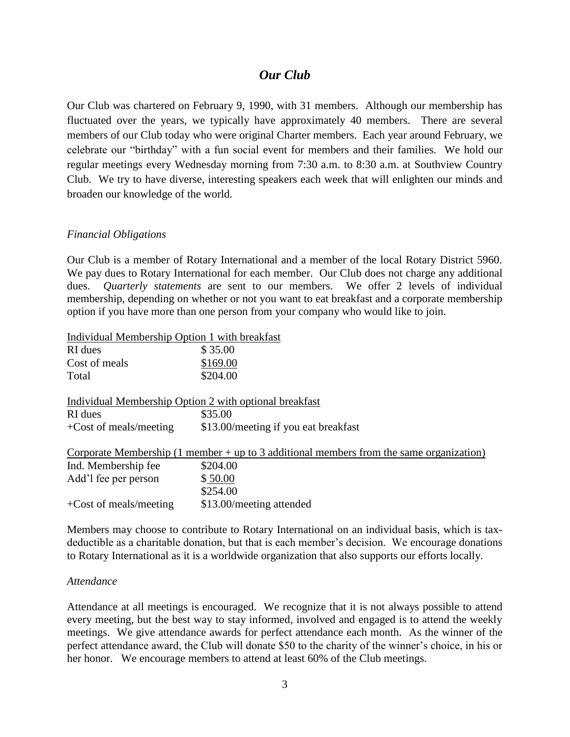# *Our Club*

Our Club was chartered on February 9, 1990, with 31 members. Although our membership has fluctuated over the years, we typically have approximately 40 members. There are several members of our Club today who were original Charter members. Each year around February, we celebrate our "birthday" with a fun social event for members and their families. We hold our regular meetings every Wednesday morning from 7:30 a.m. to 8:30 a.m. at Southview Country Club. We try to have diverse, interesting speakers each week that will enlighten our minds and broaden our knowledge of the world.

## *Financial Obligations*

Our Club is a member of Rotary International and a member of the local Rotary District 5960. We pay dues to Rotary International for each member. Our Club does not charge any additional dues. *Quarterly statements* are sent to our members. We offer 2 levels of individual membership, depending on whether or not you want to eat breakfast and a corporate membership option if you have more than one person from your company who would like to join.

<u>Individual Membership Option 1 with breakfast</u>

| | |
|---|---|
| RI dues | $ 35.00 |
| Cost of meals | $169.00 |
| Total | $204.00 |

<u>Individual Membership Option 2 with optional breakfast</u>

| | |
|---|---|
| RI dues | $35.00 |
| +Cost of meals/meeting | $13.00/meeting if you eat breakfast |

<u>Corporate Membership (1 member + up to 3 additional members from the same organization)</u>

| | |
|---|---|
| Ind. Membership fee | $204.00 |
| Add'l fee per person | $ 50.00 |
| | $254.00 |
| +Cost of meals/meeting | $13.00/meeting attended |

Members may choose to contribute to Rotary International on an individual basis, which is tax-deductible as a charitable donation, but that is each member's decision. We encourage donations to Rotary International as it is a worldwide organization that also supports our efforts locally.

## *Attendance*

Attendance at all meetings is encouraged. We recognize that it is not always possible to attend every meeting, but the best way to stay informed, involved and engaged is to attend the weekly meetings. We give attendance awards for perfect attendance each month. As the winner of the perfect attendance award, the Club will donate $50 to the charity of the winner's choice, in his or her honor. We encourage members to attend at least 60% of the Club meetings.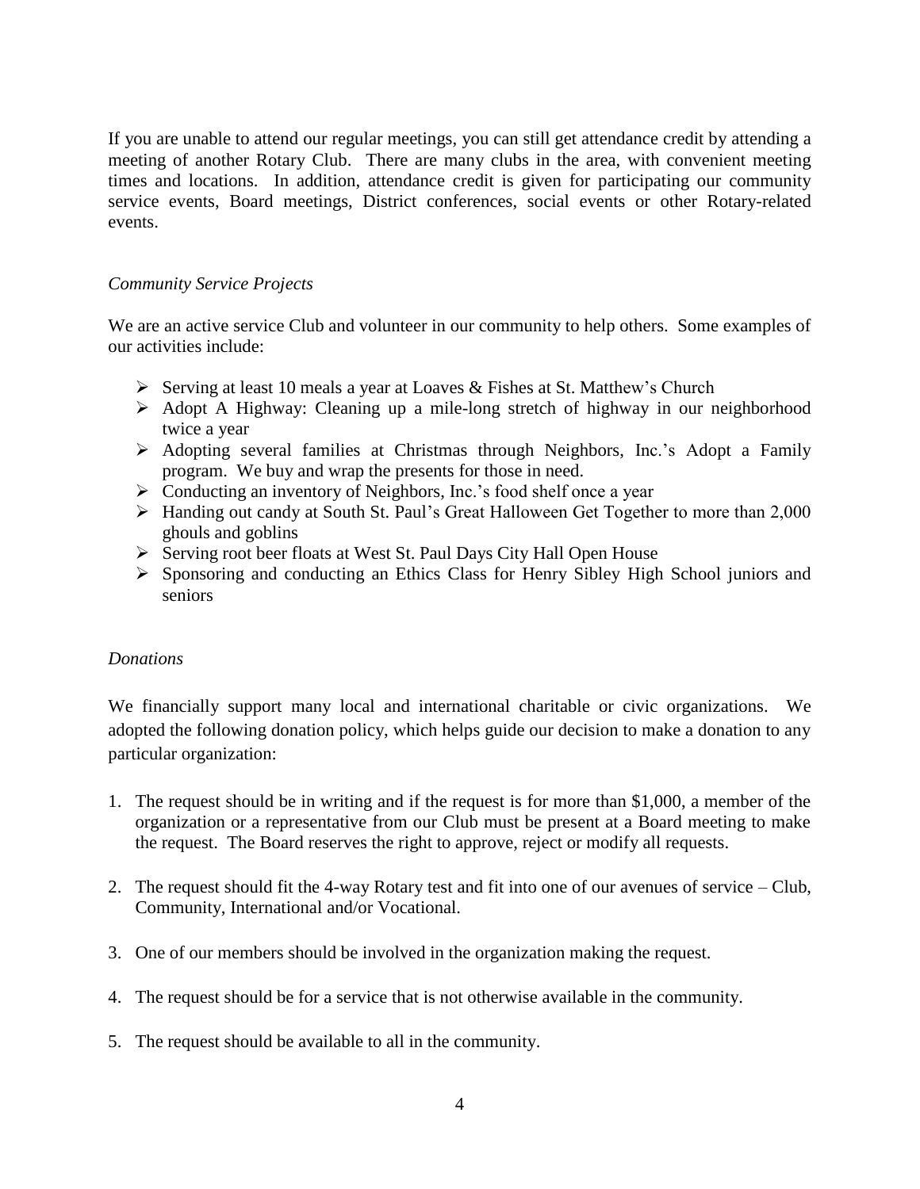If you are unable to attend our regular meetings, you can still get attendance credit by attending a meeting of another Rotary Club. There are many clubs in the area, with convenient meeting times and locations. In addition, attendance credit is given for participating our community service events, Board meetings, District conferences, social events or other Rotary-related events.

*Community Service Projects*

We are an active service Club and volunteer in our community to help others. Some examples of our activities include:

- Serving at least 10 meals a year at Loaves & Fishes at St. Matthew's Church
- Adopt A Highway: Cleaning up a mile-long stretch of highway in our neighborhood twice a year
- Adopting several families at Christmas through Neighbors, Inc.'s Adopt a Family program. We buy and wrap the presents for those in need.
- Conducting an inventory of Neighbors, Inc.'s food shelf once a year
- Handing out candy at South St. Paul's Great Halloween Get Together to more than 2,000 ghouls and goblins
- Serving root beer floats at West St. Paul Days City Hall Open House
- Sponsoring and conducting an Ethics Class for Henry Sibley High School juniors and seniors

*Donations*

We financially support many local and international charitable or civic organizations. We adopted the following donation policy, which helps guide our decision to make a donation to any particular organization:

1. The request should be in writing and if the request is for more than $1,000, a member of the organization or a representative from our Club must be present at a Board meeting to make the request. The Board reserves the right to approve, reject or modify all requests.

2. The request should fit the 4-way Rotary test and fit into one of our avenues of service – Club, Community, International and/or Vocational.

3. One of our members should be involved in the organization making the request.

4. The request should be for a service that is not otherwise available in the community.

5. The request should be available to all in the community.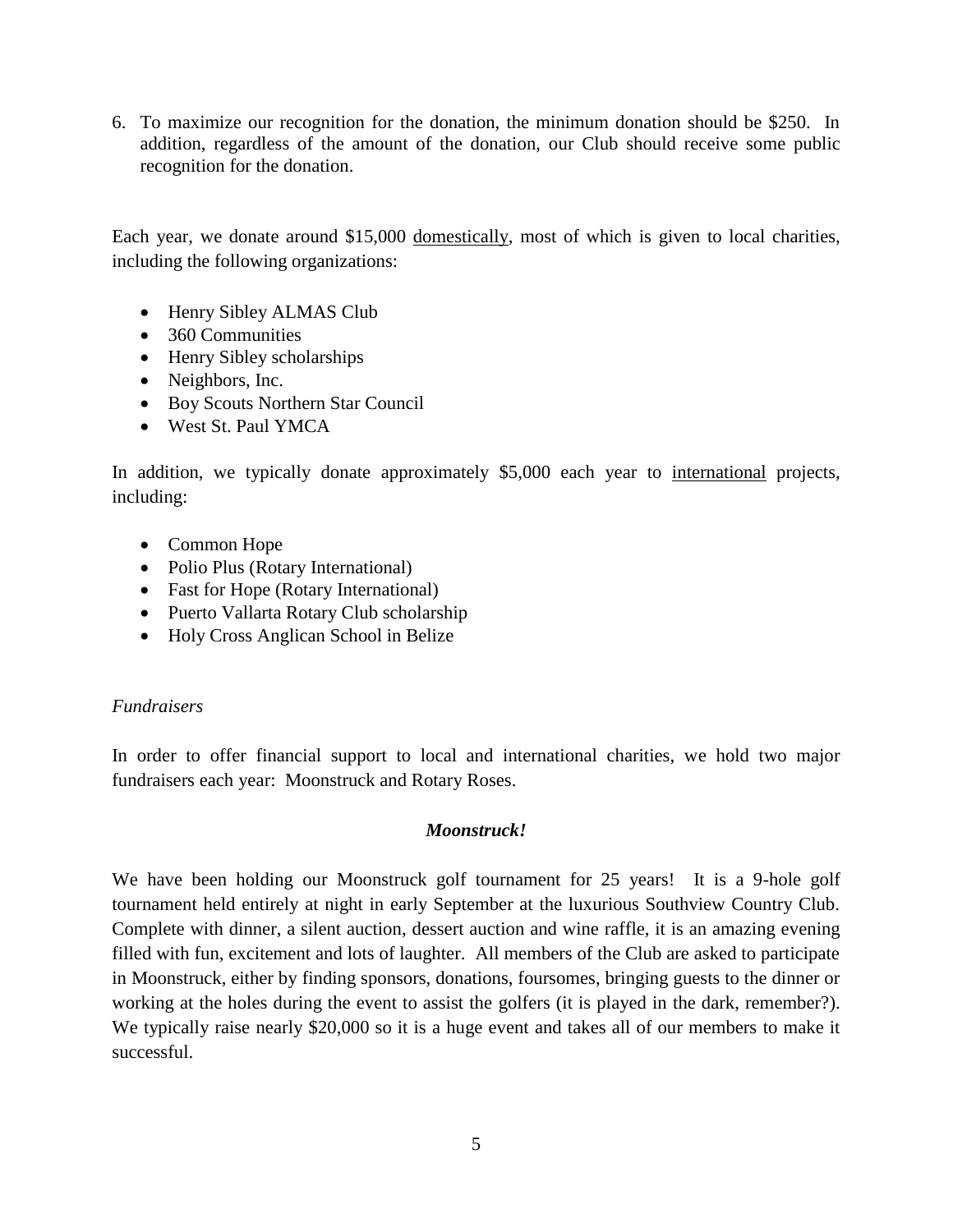6. To maximize our recognition for the donation, the minimum donation should be $250. In addition, regardless of the amount of the donation, our Club should receive some public recognition for the donation.

Each year, we donate around $15,000 <u>domestically</u>, most of which is given to local charities, including the following organizations:

- Henry Sibley ALMAS Club
- 360 Communities
- Henry Sibley scholarships
- Neighbors, Inc.
- Boy Scouts Northern Star Council
- West St. Paul YMCA

In addition, we typically donate approximately $5,000 each year to <u>international</u> projects, including:

- Common Hope
- Polio Plus (Rotary International)
- Fast for Hope (Rotary International)
- Puerto Vallarta Rotary Club scholarship
- Holy Cross Anglican School in Belize

*Fundraisers*

In order to offer financial support to local and international charities, we hold two major fundraisers each year: Moonstruck and Rotary Roses.

***Moonstruck!***

We have been holding our Moonstruck golf tournament for 25 years! It is a 9-hole golf tournament held entirely at night in early September at the luxurious Southview Country Club. Complete with dinner, a silent auction, dessert auction and wine raffle, it is an amazing evening filled with fun, excitement and lots of laughter. All members of the Club are asked to participate in Moonstruck, either by finding sponsors, donations, foursomes, bringing guests to the dinner or working at the holes during the event to assist the golfers (it is played in the dark, remember?). We typically raise nearly $20,000 so it is a huge event and takes all of our members to make it successful.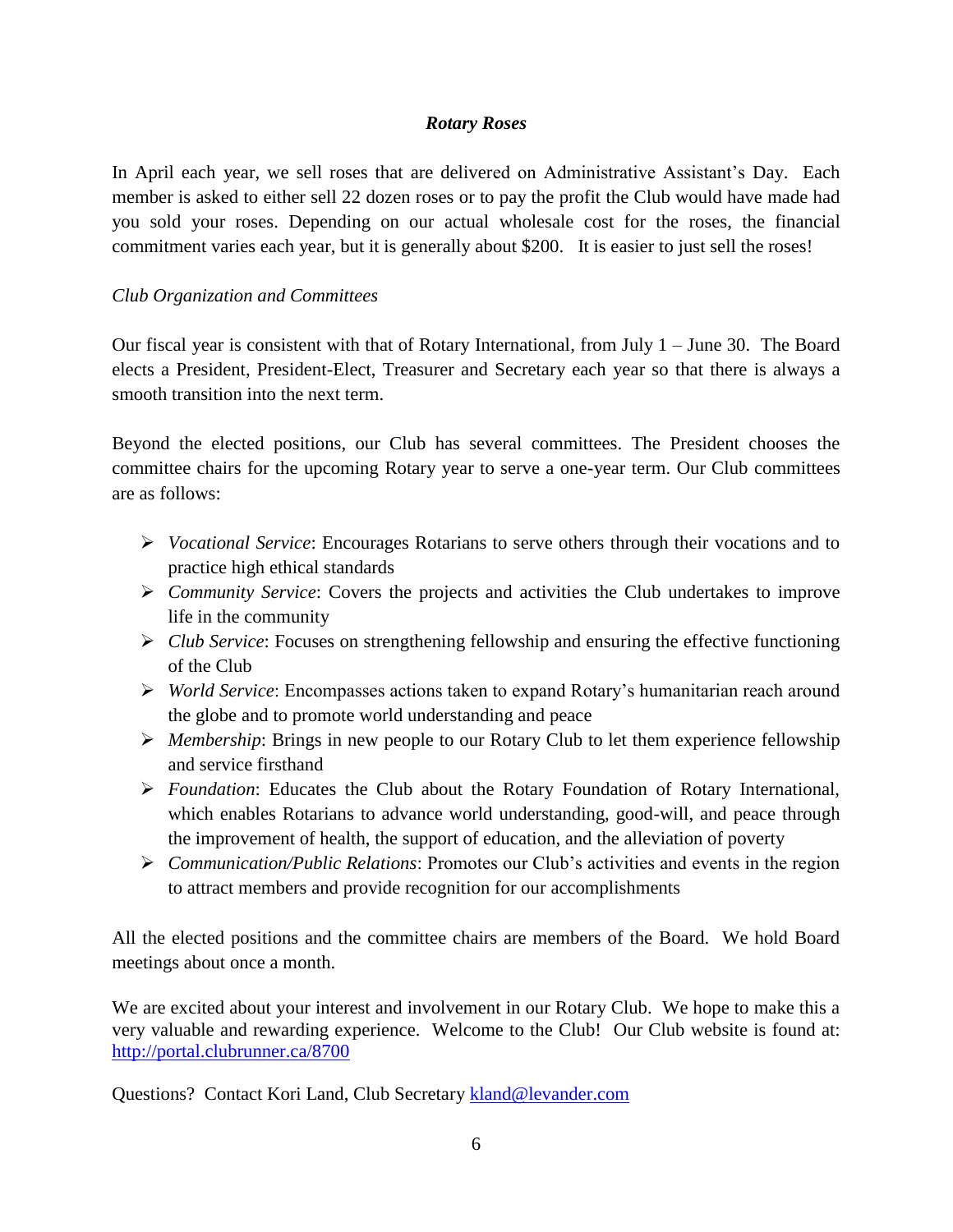### *Rotary Roses*

In April each year, we sell roses that are delivered on Administrative Assistant's Day. Each member is asked to either sell 22 dozen roses or to pay the profit the Club would have made had you sold your roses. Depending on our actual wholesale cost for the roses, the financial commitment varies each year, but it is generally about $200. It is easier to just sell the roses!

*Club Organization and Committees*

Our fiscal year is consistent with that of Rotary International, from July 1 – June 30. The Board elects a President, President-Elect, Treasurer and Secretary each year so that there is always a smooth transition into the next term.

Beyond the elected positions, our Club has several committees. The President chooses the committee chairs for the upcoming Rotary year to serve a one-year term. Our Club committees are as follows:

- *Vocational Service*: Encourages Rotarians to serve others through their vocations and to practice high ethical standards
- *Community Service*: Covers the projects and activities the Club undertakes to improve life in the community
- *Club Service*: Focuses on strengthening fellowship and ensuring the effective functioning of the Club
- *World Service*: Encompasses actions taken to expand Rotary's humanitarian reach around the globe and to promote world understanding and peace
- *Membership*: Brings in new people to our Rotary Club to let them experience fellowship and service firsthand
- *Foundation*: Educates the Club about the Rotary Foundation of Rotary International, which enables Rotarians to advance world understanding, good-will, and peace through the improvement of health, the support of education, and the alleviation of poverty
- *Communication/Public Relations*: Promotes our Club's activities and events in the region to attract members and provide recognition for our accomplishments

All the elected positions and the committee chairs are members of the Board. We hold Board meetings about once a month.

We are excited about your interest and involvement in our Rotary Club. We hope to make this a very valuable and rewarding experience. Welcome to the Club! Our Club website is found at: [http://portal.clubrunner.ca/8700](http://portal.clubrunner.ca/8700)

Questions? Contact Kori Land, Club Secretary [kland@levander.com](mailto:kland@levander.com)